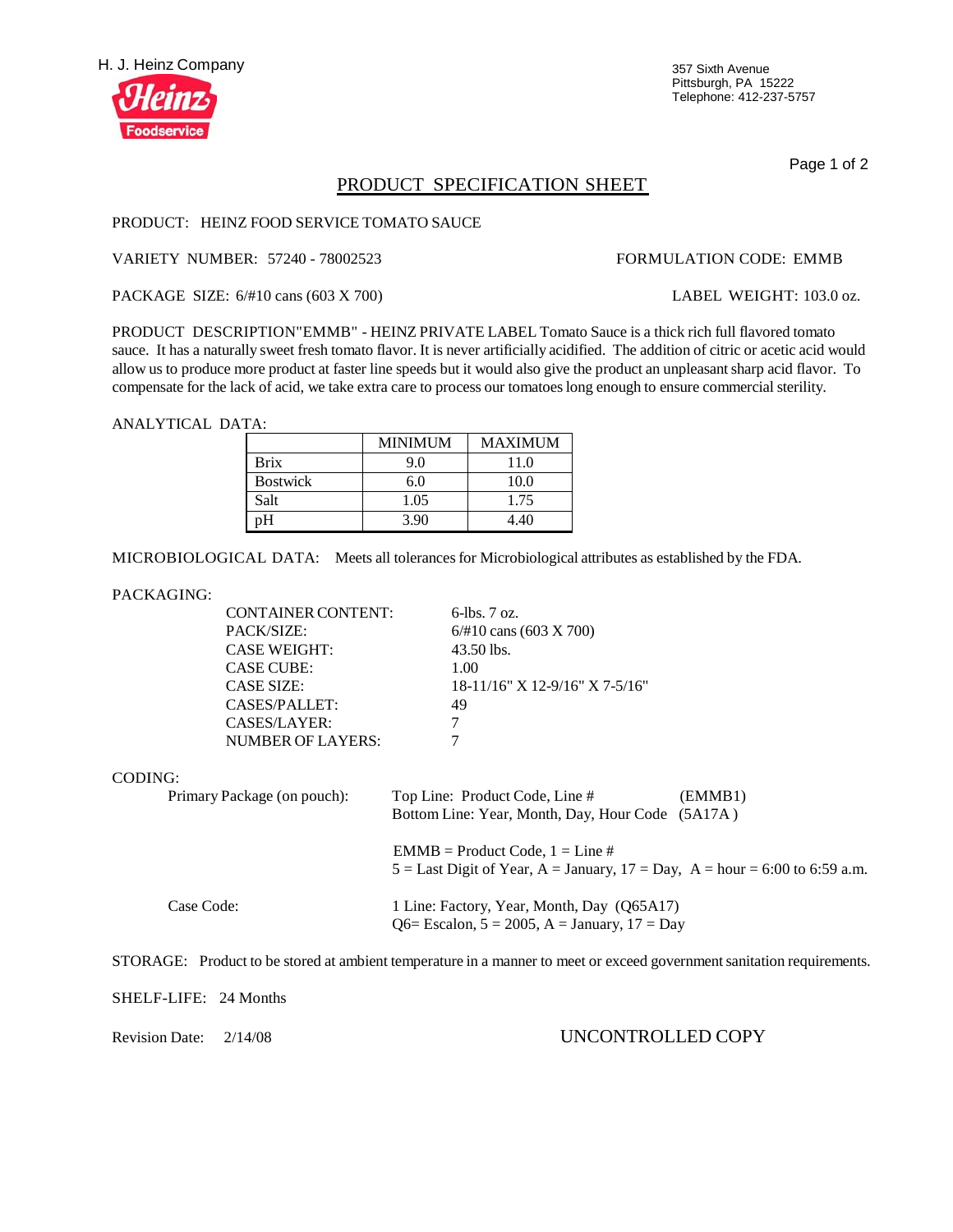H. J. Heinz Company

357 Sixth Avenue
Pittsburgh, PA 15222
Telephone: 412-237-5757

## PRODUCT SPECIFICATION SHEET

PRODUCT: HEINZ FOOD SERVICE TOMATO SAUCE

VARIETY NUMBER: 57240 - 78002523

FORMULATION CODE: EMMB

PACKAGE SIZE: 6/#10 cans (603 X 700)

LABEL WEIGHT: 103.0 oz.

PRODUCT DESCRIPTION"EMMB" - HEINZ PRIVATE LABEL Tomato Sauce is a thick rich full flavored tomato sauce. It has a naturally sweet fresh tomato flavor. It is never artificially acidified. The addition of citric or acetic acid would allow us to produce more product at faster line speeds but it would also give the product an unpleasant sharp acid flavor. To compensate for the lack of acid, we take extra care to process our tomatoes long enough to ensure commercial sterility.

ANALYTICAL DATA:

| | MINIMUM | MAXIMUM |
|---|---|---|
| Brix | 9.0 | 11.0 |
| Bostwick | 6.0 | 10.0 |
| Salt | 1.05 | 1.75 |
| pH | 3.90 | 4.40 |

MICROBIOLOGICAL DATA: Meets all tolerances for Microbiological attributes as established by the FDA.

PACKAGING:

| | |
|---|---|
| CONTAINER CONTENT: | 6-lbs. 7 oz. |
| PACK/SIZE: | 6/#10 cans (603 X 700) |
| CASE WEIGHT: | 43.50 lbs. |
| CASE CUBE: | 1.00 |
| CASE SIZE: | 18-11/16" X 12-9/16" X 7-5/16" |
| CASES/PALLET: | 49 |
| CASES/LAYER: | 7 |
| NUMBER OF LAYERS: | 7 |

CODING:

Primary Package (on pouch):

Top Line: Product Code, Line # (EMMB1)
Bottom Line: Year, Month, Day, Hour Code (5A17A )

EMMB = Product Code, 1 = Line #
5 = Last Digit of Year, A = January, 17 = Day, A = hour = 6:00 to 6:59 a.m.

Case Code:

1 Line: Factory, Year, Month, Day (Q65A17)
Q6= Escalon, 5 = 2005, A = January, 17 = Day

STORAGE: Product to be stored at ambient temperature in a manner to meet or exceed government sanitation requirements.

SHELF-LIFE: 24 Months

Revision Date: 2/14/08

UNCONTROLLED COPY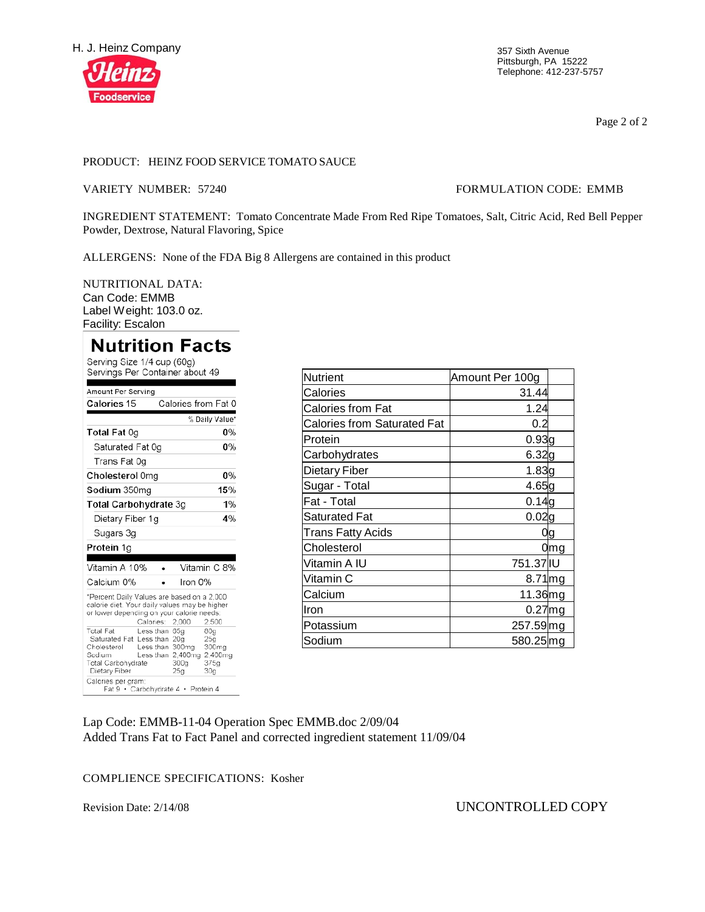H. J. Heinz Company

Heinz Foodservice

357 Sixth Avenue
Pittsburgh, PA 15222
Telephone: 412-237-5757

PRODUCT: HEINZ FOOD SERVICE TOMATO SAUCE

VARIETY NUMBER: 57240

FORMULATION CODE: EMMB

INGREDIENT STATEMENT: Tomato Concentrate Made From Red Ripe Tomatoes, Salt, Citric Acid, Red Bell Pepper Powder, Dextrose, Natural Flavoring, Spice

ALLERGENS: None of the FDA Big 8 Allergens are contained in this product

NUTRITIONAL DATA:
Can Code: EMMB
Label Weight: 103.0 oz.
Facility: Escalon

## Nutrition Facts

Serving Size 1/4 cup (60g)
Servings Per Container about 49

| Amount Per Serving | |
|---|---|
| Calories 15 | Calories from Fat 0 |
| | % Daily Value* |
| **Total Fat** 0g | **0%** |
| Saturated Fat 0g | **0%** |
| Trans Fat 0g | |
| **Cholesterol** 0mg | **0%** |
| **Sodium** 350mg | **15%** |
| **Total Carbohydrate** 3g | **1%** |
| Dietary Fiber 1g | **4%** |
| Sugars 3g | |
| **Protein** 1g | |
| Vitamin A 10% • Vitamin C 8% | |
| Calcium 0% • Iron 0% | |

*Percent Daily Values are based on a 2,000 calorie diet. Your daily values may be higher or lower depending on your calorie needs.

| | | Calories: 2,000 | 2,500 |
|---|---|---|---|
| Total Fat | Less than | 65g | 80g |
| Saturated Fat | Less than | 20g | 25g |
| Cholesterol | Less than | 300mg | 300mg |
| Sodium | Less than | 2,400mg | 2,400mg |
| Total Carbohydrate | | 300g | 375g |
| Dietary Fiber | | 25g | 30g |

Calories per gram:
Fat 9 • Carbohydrate 4 • Protein 4

| Nutrient | Amount Per 100g | |
|---|---|---|
| Calories | 31.44 | |
| Calories from Fat | 1.24 | |
| Calories from Saturated Fat | 0.2 | |
| Protein | 0.93 | g |
| Carbohydrates | 6.32 | g |
| Dietary Fiber | 1.83 | g |
| Sugar - Total | 4.65 | g |
| Fat - Total | 0.14 | g |
| Saturated Fat | 0.02 | g |
| Trans Fatty Acids | 0 | g |
| Cholesterol | 0 | mg |
| Vitamin A IU | 751.37 | IU |
| Vitamin C | 8.71 | mg |
| Calcium | 11.36 | mg |
| Iron | 0.27 | mg |
| Potassium | 257.59 | mg |
| Sodium | 580.25 | mg |

Lap Code: EMMB-11-04 Operation Spec EMMB.doc 2/09/04
Added Trans Fat to Fact Panel and corrected ingredient statement 11/09/04

COMPLIENCE SPECIFICATIONS: Kosher

Revision Date: 2/14/08

UNCONTROLLED COPY